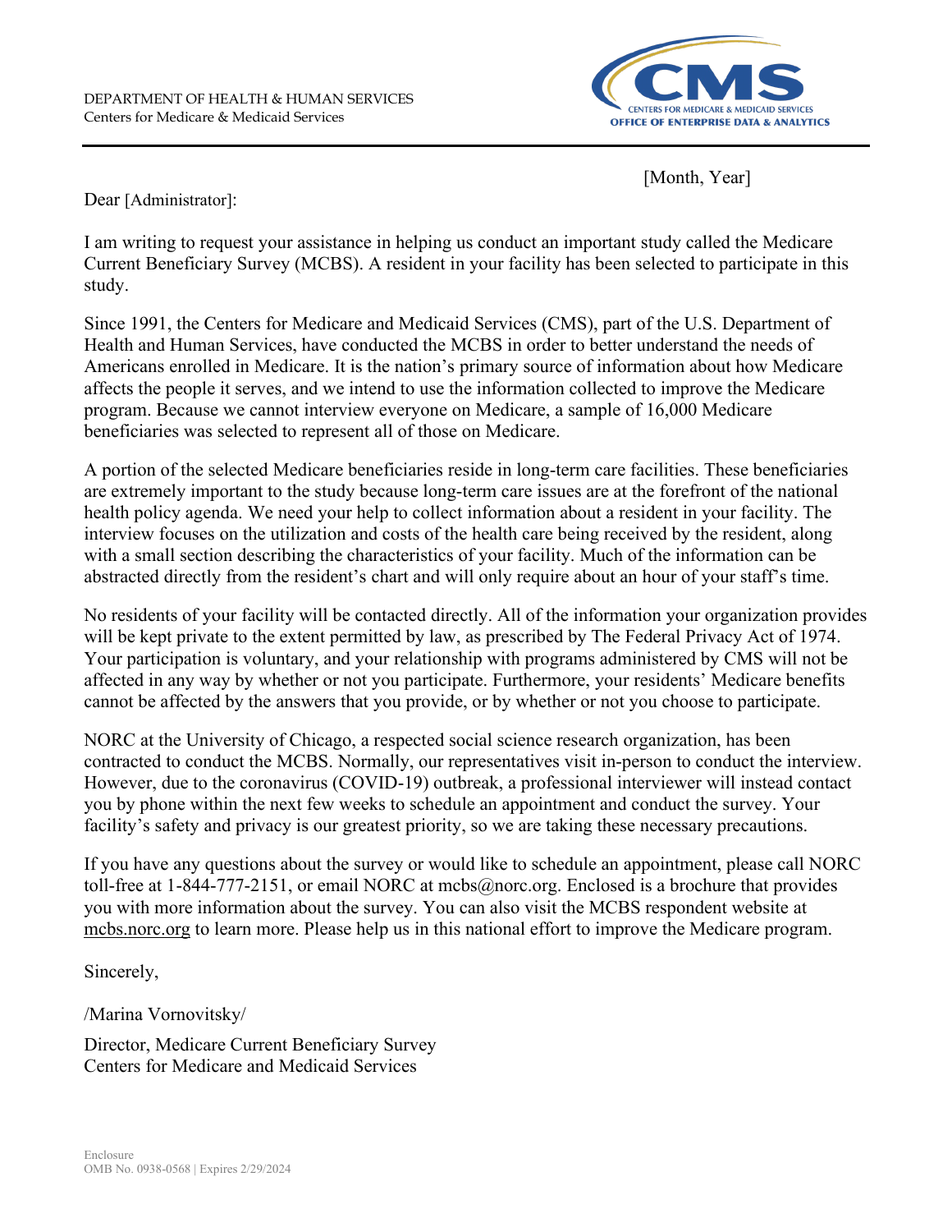DEPARTMENT OF HEALTH & HUMAN SERVICES
Centers for Medicare & Medicaid Services

CMS
CENTERS FOR MEDICARE & MEDICAID SERVICES
OFFICE OF ENTERPRISE DATA & ANALYTICS

[Month, Year]

Dear [Administrator]:

I am writing to request your assistance in helping us conduct an important study called the Medicare Current Beneficiary Survey (MCBS). A resident in your facility has been selected to participate in this study.

Since 1991, the Centers for Medicare and Medicaid Services (CMS), part of the U.S. Department of Health and Human Services, have conducted the MCBS in order to better understand the needs of Americans enrolled in Medicare. It is the nation's primary source of information about how Medicare affects the people it serves, and we intend to use the information collected to improve the Medicare program. Because we cannot interview everyone on Medicare, a sample of 16,000 Medicare beneficiaries was selected to represent all of those on Medicare.

A portion of the selected Medicare beneficiaries reside in long-term care facilities. These beneficiaries are extremely important to the study because long-term care issues are at the forefront of the national health policy agenda. We need your help to collect information about a resident in your facility. The interview focuses on the utilization and costs of the health care being received by the resident, along with a small section describing the characteristics of your facility. Much of the information can be abstracted directly from the resident's chart and will only require about an hour of your staff's time.

No residents of your facility will be contacted directly. All of the information your organization provides will be kept private to the extent permitted by law, as prescribed by The Federal Privacy Act of 1974. Your participation is voluntary, and your relationship with programs administered by CMS will not be affected in any way by whether or not you participate. Furthermore, your residents' Medicare benefits cannot be affected by the answers that you provide, or by whether or not you choose to participate.

NORC at the University of Chicago, a respected social science research organization, has been contracted to conduct the MCBS. Normally, our representatives visit in-person to conduct the interview. However, due to the coronavirus (COVID-19) outbreak, a professional interviewer will instead contact you by phone within the next few weeks to schedule an appointment and conduct the survey. Your facility's safety and privacy is our greatest priority, so we are taking these necessary precautions.

If you have any questions about the survey or would like to schedule an appointment, please call NORC toll-free at 1-844-777-2151, or email NORC at mcbs@norc.org. Enclosed is a brochure that provides you with more information about the survey. You can also visit the MCBS respondent website at mcbs.norc.org to learn more. Please help us in this national effort to improve the Medicare program.

Sincerely,

/Marina Vornovitsky/

Director, Medicare Current Beneficiary Survey
Centers for Medicare and Medicaid Services

Enclosure
OMB No. 0938-0568 | Expires 2/29/2024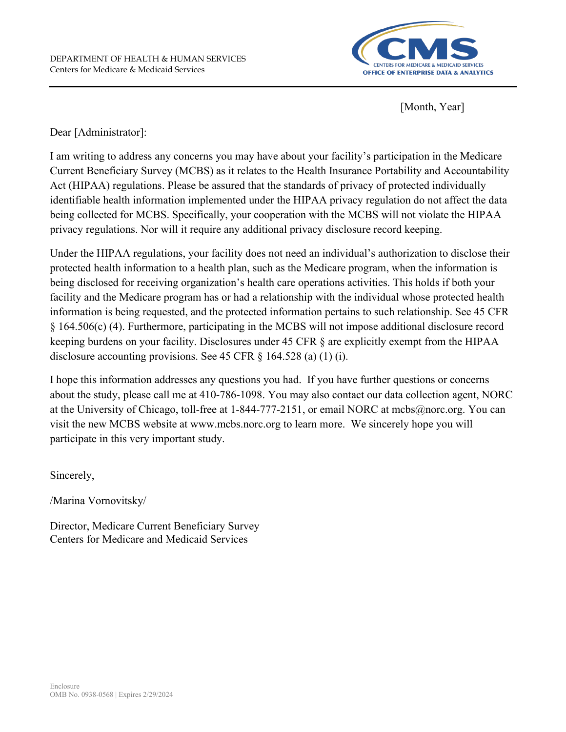DEPARTMENT OF HEALTH & HUMAN SERVICES
Centers for Medicare & Medicaid Services

CENTERS FOR MEDICARE & MEDICAID SERVICES
OFFICE OF ENTERPRISE DATA & ANALYTICS

[Month, Year]

Dear [Administrator]:

I am writing to address any concerns you may have about your facility's participation in the Medicare Current Beneficiary Survey (MCBS) as it relates to the Health Insurance Portability and Accountability Act (HIPAA) regulations. Please be assured that the standards of privacy of protected individually identifiable health information implemented under the HIPAA privacy regulation do not affect the data being collected for MCBS. Specifically, your cooperation with the MCBS will not violate the HIPAA privacy regulations. Nor will it require any additional privacy disclosure record keeping.

Under the HIPAA regulations, your facility does not need an individual's authorization to disclose their protected health information to a health plan, such as the Medicare program, when the information is being disclosed for receiving organization's health care operations activities. This holds if both your facility and the Medicare program has or had a relationship with the individual whose protected health information is being requested, and the protected information pertains to such relationship. See 45 CFR § 164.506(c) (4). Furthermore, participating in the MCBS will not impose additional disclosure record keeping burdens on your facility. Disclosures under 45 CFR § are explicitly exempt from the HIPAA disclosure accounting provisions. See 45 CFR § 164.528 (a) (1) (i).

I hope this information addresses any questions you had. If you have further questions or concerns about the study, please call me at 410-786-1098. You may also contact our data collection agent, NORC at the University of Chicago, toll-free at 1-844-777-2151, or email NORC at mcbs@norc.org. You can visit the new MCBS website at www.mcbs.norc.org to learn more. We sincerely hope you will participate in this very important study.

Sincerely,

/Marina Vornovitsky/

Director, Medicare Current Beneficiary Survey
Centers for Medicare and Medicaid Services

Enclosure
OMB No. 0938-0568 | Expires 2/29/2024